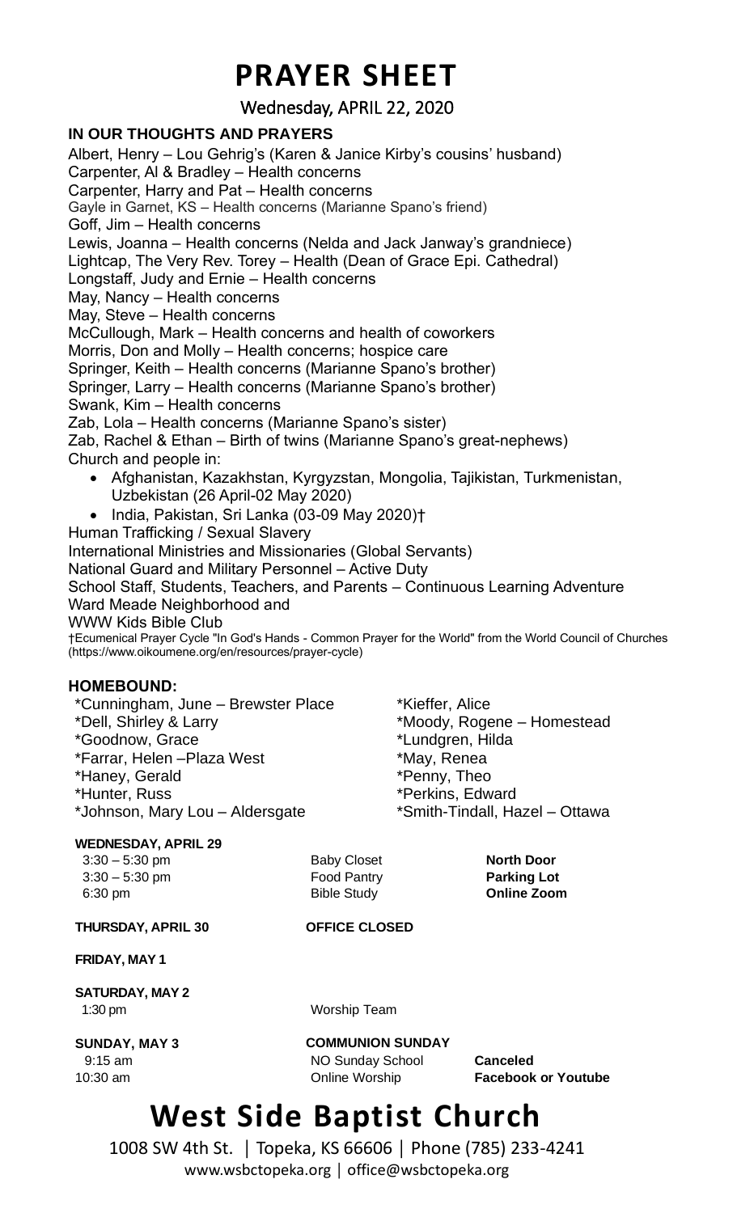# PRAYER SHEET

Wednesday, APRIL 22, 2020

**IN OUR THOUGHTS AND PRAYERS**

Albert, Henry – Lou Gehrig's (Karen & Janice Kirby's cousins' husband)
Carpenter, Al & Bradley – Health concerns
Carpenter, Harry and Pat – Health concerns
Gayle in Garnet, KS – Health concerns (Marianne Spano's friend)
Goff, Jim – Health concerns
Lewis, Joanna – Health concerns (Nelda and Jack Janway's grandniece)
Lightcap, The Very Rev. Torey – Health (Dean of Grace Epi. Cathedral)
Longstaff, Judy and Ernie – Health concerns
May, Nancy – Health concerns
May, Steve – Health concerns
McCullough, Mark – Health concerns and health of coworkers
Morris, Don and Molly – Health concerns; hospice care
Springer, Keith – Health concerns (Marianne Spano's brother)
Springer, Larry – Health concerns (Marianne Spano's brother)
Swank, Kim – Health concerns
Zab, Lola – Health concerns (Marianne Spano's sister)
Zab, Rachel & Ethan – Birth of twins (Marianne Spano's great-nephews)
Church and people in:

- Afghanistan, Kazakhstan, Kyrgyzstan, Mongolia, Tajikistan, Turkmenistan, Uzbekistan (26 April-02 May 2020)
- India, Pakistan, Sri Lanka (03-09 May 2020)†

Human Trafficking / Sexual Slavery
International Ministries and Missionaries (Global Servants)
National Guard and Military Personnel – Active Duty
School Staff, Students, Teachers, and Parents – Continuous Learning Adventure
Ward Meade Neighborhood and
WWW Kids Bible Club

†Ecumenical Prayer Cycle "In God's Hands - Common Prayer for the World" from the World Council of Churches (https://www.oikoumene.org/en/resources/prayer-cycle)

**HOMEBOUND:**

*Cunningham, June – Brewster Place
*Dell, Shirley & Larry
*Goodnow, Grace
*Farrar, Helen –Plaza West
*Haney, Gerald
*Hunter, Russ
*Johnson, Mary Lou – Aldersgate
*Kieffer, Alice
*Moody, Rogene – Homestead
*Lundgren, Hilda
*May, Renea
*Penny, Theo
*Perkins, Edward
*Smith-Tindall, Hazel – Ottawa

**WEDNESDAY, APRIL 29**

| | | |
|---|---|---|
| 3:30 – 5:30 pm | Baby Closet | **North Door** |
| 3:30 – 5:30 pm | Food Pantry | **Parking Lot** |
| 6:30 pm | Bible Study | **Online Zoom** |

**THURSDAY, APRIL 30** **OFFICE CLOSED**

**FRIDAY, MAY 1**

**SATURDAY, MAY 2**

1:30 pm Worship Team

**SUNDAY, MAY 3** **COMMUNION SUNDAY**

| | | |
|---|---|---|
| 9:15 am | NO Sunday School | **Canceled** |
| 10:30 am | Online Worship | **Facebook or Youtube** |

# West Side Baptist Church

1008 SW 4th St. | Topeka, KS 66606 | Phone (785) 233-4241
www.wsbctopeka.org | office@wsbctopeka.org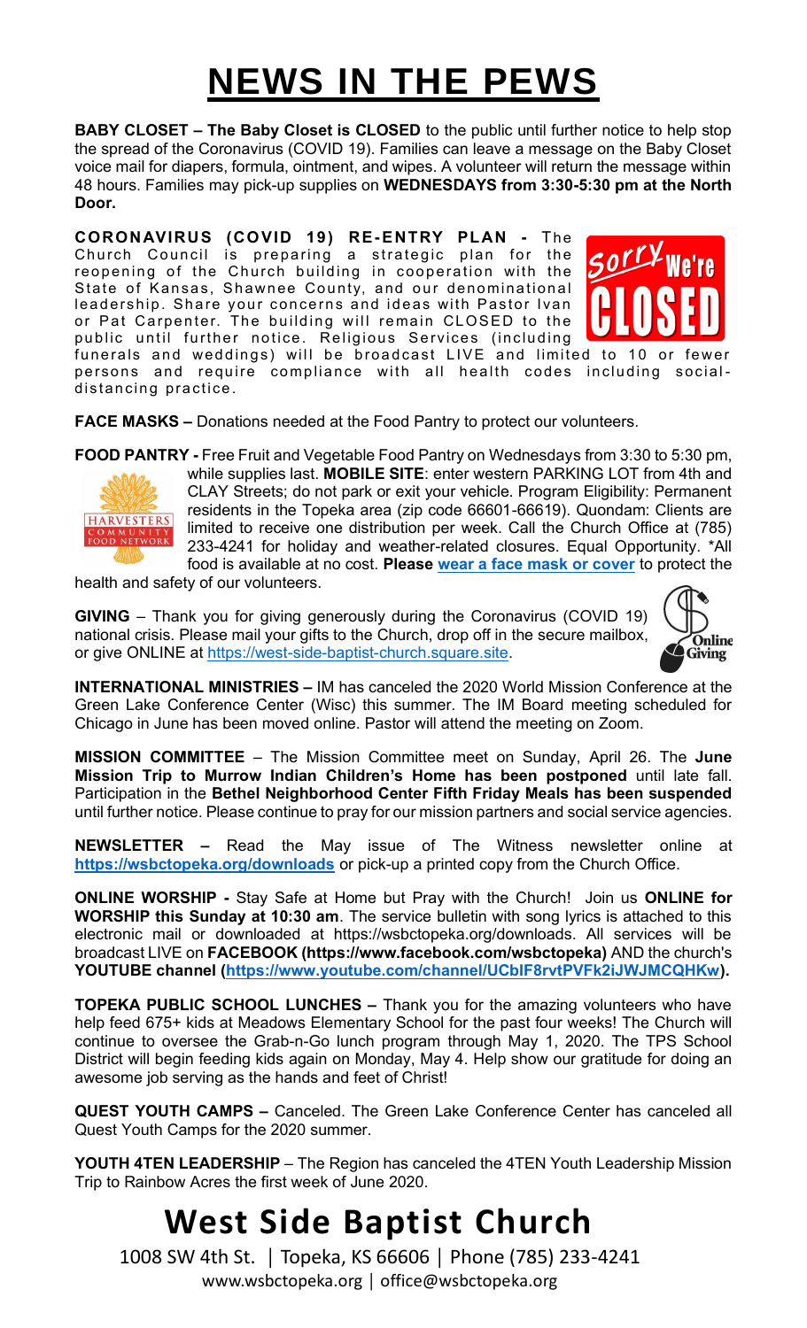# NEWS IN THE PEWS

**BABY CLOSET – The Baby Closet is CLOSED** to the public until further notice to help stop the spread of the Coronavirus (COVID 19). Families can leave a message on the Baby Closet voice mail for diapers, formula, ointment, and wipes. A volunteer will return the message within 48 hours. Families may pick-up supplies on **WEDNESDAYS from 3:30-5:30 pm at the North Door.**

**CORONAVIRUS (COVID 19) RE-ENTRY PLAN -** The Church Council is preparing a strategic plan for the reopening of the Church building in cooperation with the State of Kansas, Shawnee County, and our denominational leadership. Share your concerns and ideas with Pastor Ivan or Pat Carpenter. The building will remain CLOSED to the public until further notice. Religious Services (including funerals and weddings) will be broadcast LIVE and limited to 10 or fewer persons and require compliance with all health codes including social-distancing practice.

**FACE MASKS –** Donations needed at the Food Pantry to protect our volunteers.

**FOOD PANTRY -** Free Fruit and Vegetable Food Pantry on Wednesdays from 3:30 to 5:30 pm, while supplies last. **MOBILE SITE**: enter western PARKING LOT from 4th and CLAY Streets; do not park or exit your vehicle. Program Eligibility: Permanent residents in the Topeka area (zip code 66601-66619). Quondam: Clients are limited to receive one distribution per week. Call the Church Office at (785) 233-4241 for holiday and weather-related closures. Equal Opportunity. *All food is available at no cost. **Please wear a face mask or cover** to protect the health and safety of our volunteers.

**GIVING** – Thank you for giving generously during the Coronavirus (COVID 19) national crisis. Please mail your gifts to the Church, drop off in the secure mailbox, or give ONLINE at https://west-side-baptist-church.square.site.

**INTERNATIONAL MINISTRIES –** IM has canceled the 2020 World Mission Conference at the Green Lake Conference Center (Wisc) this summer. The IM Board meeting scheduled for Chicago in June has been moved online. Pastor will attend the meeting on Zoom.

**MISSION COMMITTEE** – The Mission Committee meet on Sunday, April 26. The **June Mission Trip to Murrow Indian Children's Home has been postponed** until late fall. Participation in the **Bethel Neighborhood Center Fifth Friday Meals has been suspended** until further notice. Please continue to pray for our mission partners and social service agencies.

**NEWSLETTER –** Read the May issue of The Witness newsletter online at **https://wsbctopeka.org/downloads** or pick-up a printed copy from the Church Office.

**ONLINE WORSHIP -** Stay Safe at Home but Pray with the Church! Join us **ONLINE for WORSHIP this Sunday at 10:30 am**. The service bulletin with song lyrics is attached to this electronic mail or downloaded at https://wsbctopeka.org/downloads. All services will be broadcast LIVE on **FACEBOOK (https://www.facebook.com/wsbctopeka)** AND the church's **YOUTUBE channel (https://www.youtube.com/channel/UCbIF8rvtPVFk2iJWJMCQHKw).**

**TOPEKA PUBLIC SCHOOL LUNCHES –** Thank you for the amazing volunteers who have help feed 675+ kids at Meadows Elementary School for the past four weeks! The Church will continue to oversee the Grab-n-Go lunch program through May 1, 2020. The TPS School District will begin feeding kids again on Monday, May 4. Help show our gratitude for doing an awesome job serving as the hands and feet of Christ!

**QUEST YOUTH CAMPS –** Canceled. The Green Lake Conference Center has canceled all Quest Youth Camps for the 2020 summer.

**YOUTH 4TEN LEADERSHIP** – The Region has canceled the 4TEN Youth Leadership Mission Trip to Rainbow Acres the first week of June 2020.

# West Side Baptist Church

1008 SW 4th St. | Topeka, KS 66606 | Phone (785) 233-4241
www.wsbctopeka.org | office@wsbctopeka.org